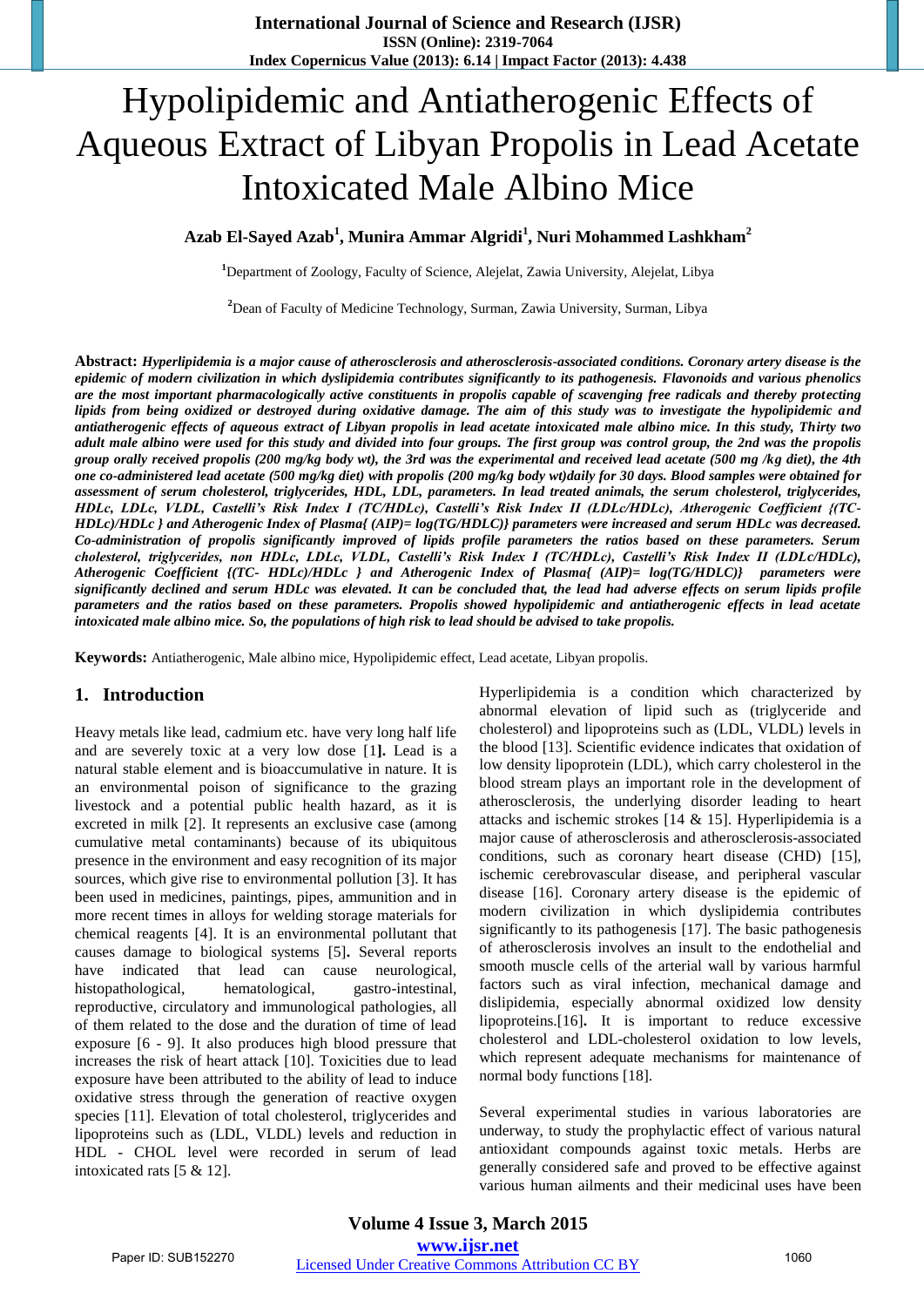# Hypolipidemic and Antiatherogenic Effects of Aqueous Extract of Libyan Propolis in Lead Acetate Intoxicated Male Albino Mice

**Azab El-Sayed Azab[1], Munira Ammar Algridi[1], Nuri Mohammed Lashkham[2]**

[1]Department of Zoology, Faculty of Science, Alejelat, Zawia University, Alejelat, Libya

[2]Dean of Faculty of Medicine Technology, Surman, Zawia University, Surman, Libya

**Abstract:** ***Hyperlipidemia is a major cause of atherosclerosis and atherosclerosis-associated conditions. Coronary artery disease is the epidemic of modern civilization in which dyslipidemia contributes significantly to its pathogenesis. Flavonoids and various phenolics are the most important pharmacologically active constituents in propolis capable of scavenging free radicals and thereby protecting lipids from being oxidized or destroyed during oxidative damage. The aim of this study was to investigate the hypolipidemic and antiatherogenic effects of aqueous extract of Libyan propolis in lead acetate intoxicated male albino mice. In this study, Thirty two adult male albino were used for this study and divided into four groups. The first group was control group, the 2nd was the propolis group orally received propolis (200 mg/kg body wt), the 3rd was the experimental and received lead acetate (500 mg /kg diet), the 4th one co-administered lead acetate (500 mg/kg diet) with propolis (200 mg/kg body wt)daily for 30 days. Blood samples were obtained for assessment of serum cholesterol, triglycerides, HDL, LDL, parameters. In lead treated animals, the serum cholesterol, triglycerides, HDLc, LDLc, VLDL, Castelli's Risk Index I (TC/HDLc), Castelli's Risk Index II (LDLc/HDLc), Atherogenic Coefficient {(TC-HDLc)/HDLc } and Atherogenic Index of Plasma{ (AIP)= log(TG/HDLC)} parameters were increased and serum HDLc was decreased. Co-administration of propolis significantly improved of lipids profile parameters the ratios based on these parameters. Serum cholesterol, triglycerides, non HDLc, LDLc, VLDL, Castelli's Risk Index I (TC/HDLc), Castelli's Risk Index II (LDLc/HDLc), Atherogenic Coefficient {(TC- HDLc)/HDLc } and Atherogenic Index of Plasma{ (AIP)= log(TG/HDLC)} parameters were significantly declined and serum HDLc was elevated. It can be concluded that, the lead had adverse effects on serum lipids profile parameters and the ratios based on these parameters. Propolis showed hypolipidemic and antiatherogenic effects in lead acetate intoxicated male albino mice. So, the populations of high risk to lead should be advised to take propolis.***

**Keywords:** Antiatherogenic, Male albino mice, Hypolipidemic effect, Lead acetate, Libyan propolis.

## 1. Introduction

Heavy metals like lead, cadmium etc. have very long half life and are severely toxic at a very low dose [1]**.** Lead is a natural stable element and is bioaccumulative in nature. It is an environmental poison of significance to the grazing livestock and a potential public health hazard, as it is excreted in milk [2]. It represents an exclusive case (among cumulative metal contaminants) because of its ubiquitous presence in the environment and easy recognition of its major sources, which give rise to environmental pollution [3]. It has been used in medicines, paintings, pipes, ammunition and in more recent times in alloys for welding storage materials for chemical reagents [4]. It is an environmental pollutant that causes damage to biological systems [5]**.** Several reports have indicated that lead can cause neurological, histopathological, hematological, gastro-intestinal, reproductive, circulatory and immunological pathologies, all of them related to the dose and the duration of time of lead exposure [6 - 9]. It also produces high blood pressure that increases the risk of heart attack [10]. Toxicities due to lead exposure have been attributed to the ability of lead to induce oxidative stress through the generation of reactive oxygen species [11]. Elevation of total cholesterol, triglycerides and lipoproteins such as (LDL, VLDL) levels and reduction in HDL - CHOL level were recorded in serum of lead intoxicated rats [5 & 12].

Hyperlipidemia is a condition which characterized by abnormal elevation of lipid such as (triglyceride and cholesterol) and lipoproteins such as (LDL, VLDL) levels in the blood [13]. Scientific evidence indicates that oxidation of low density lipoprotein (LDL), which carry cholesterol in the blood stream plays an important role in the development of atherosclerosis, the underlying disorder leading to heart attacks and ischemic strokes [14 & 15]. Hyperlipidemia is a major cause of atherosclerosis and atherosclerosis-associated conditions, such as coronary heart disease (CHD) [15], ischemic cerebrovascular disease, and peripheral vascular disease [16]. Coronary artery disease is the epidemic of modern civilization in which dyslipidemia contributes significantly to its pathogenesis [17]. The basic pathogenesis of atherosclerosis involves an insult to the endothelial and smooth muscle cells of the arterial wall by various harmful factors such as viral infection, mechanical damage and dislipidemia, especially abnormal oxidized low density lipoproteins.[16]**.** It is important to reduce excessive cholesterol and LDL-cholesterol oxidation to low levels, which represent adequate mechanisms for maintenance of normal body functions [18].

Several experimental studies in various laboratories are underway, to study the prophylactic effect of various natural antioxidant compounds against toxic metals. Herbs are generally considered safe and proved to be effective against various human ailments and their medicinal uses have been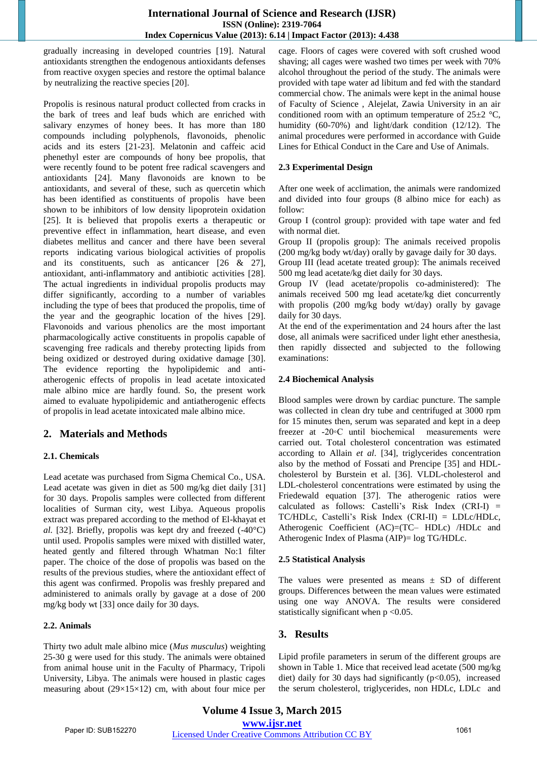gradually increasing in developed countries [19]. Natural antioxidants strengthen the endogenous antioxidants defenses from reactive oxygen species and restore the optimal balance by neutralizing the reactive species [20].

Propolis is resinous natural product collected from cracks in the bark of trees and leaf buds which are enriched with salivary enzymes of honey bees. It has more than 180 compounds including polyphenols, flavonoids, phenolic acids and its esters [21-23]. Melatonin and caffeic acid phenethyl ester are compounds of hony bee propolis, that were recently found to be potent free radical scavengers and antioxidants [24]. Many flavonoids are known to be antioxidants, and several of these, such as quercetin which has been identified as constituents of propolis have been shown to be inhibitors of low density lipoprotein oxidation [25]. It is believed that propolis exerts a therapeutic or preventive effect in inflammation, heart disease, and even diabetes mellitus and cancer and there have been several reports indicating various biological activities of propolis and its constituents, such as anticancer [26 & 27], antioxidant, anti-inflammatory and antibiotic activities [28]. The actual ingredients in individual propolis products may differ significantly, according to a number of variables including the type of bees that produced the propolis, time of the year and the geographic location of the hives [29]. Flavonoids and various phenolics are the most important pharmacologically active constituents in propolis capable of scavenging free radicals and thereby protecting lipids from being oxidized or destroyed during oxidative damage [30]. The evidence reporting the hypolipidemic and anti-atherogenic effects of propolis in lead acetate intoxicated male albino mice are hardly found. So, the present work aimed to evaluate hypolipidemic and antiatherogenic effects of propolis in lead acetate intoxicated male albino mice.

## 2. Materials and Methods

### 2.1. Chemicals

Lead acetate was purchased from Sigma Chemical Co., USA. Lead acetate was given in diet as 500 mg/kg diet daily [31] for 30 days. Propolis samples were collected from different localities of Surman city, west Libya. Aqueous propolis extract was prepared according to the method of El-khayat et *al.* [32]. Briefly, propolis was kept dry and freezed (-40°C) until used. Propolis samples were mixed with distilled water, heated gently and filtered through Whatman No:1 filter paper. The choice of the dose of propolis was based on the results of the previous studies, where the antioxidant effect of this agent was confirmed. Propolis was freshly prepared and administered to animals orally by gavage at a dose of 200 mg/kg body wt [33] once daily for 30 days.

### 2.2. Animals

Thirty two adult male albino mice (*Mus musculus*) weighting 25-30 g were used for this study. The animals were obtained from animal house unit in the Faculty of Pharmacy, Tripoli University, Libya. The animals were housed in plastic cages measuring about (29×15×12) cm, with about four mice per cage. Floors of cages were covered with soft crushed wood shaving; all cages were washed two times per week with 70% alcohol throughout the period of the study. The animals were provided with tape water ad libitum and fed with the standard commercial chow. The animals were kept in the animal house of Faculty of Science , Alejelat, Zawia University in an air conditioned room with an optimum temperature of 25±2 °C, humidity (60-70%) and light/dark condition (12/12). The animal procedures were performed in accordance with Guide Lines for Ethical Conduct in the Care and Use of Animals.

### 2.3 Experimental Design

After one week of acclimation, the animals were randomized and divided into four groups (8 albino mice for each) as follow:

Group I (control group): provided with tape water and fed with normal diet.

Group II (propolis group): The animals received propolis (200 mg/kg body wt/day) orally by gavage daily for 30 days.

Group III (lead acetate treated group): The animals received 500 mg lead acetate/kg diet daily for 30 days.

Group IV (lead acetate/propolis co-administered): The animals received 500 mg lead acetate/kg diet concurrently with propolis (200 mg/kg body wt/day) orally by gavage daily for 30 days.

At the end of the experimentation and 24 hours after the last dose, all animals were sacrificed under light ether anesthesia, then rapidly dissected and subjected to the following examinations:

### 2.4 Biochemical Analysis

Blood samples were drown by cardiac puncture. The sample was collected in clean dry tube and centrifuged at 3000 rpm for 15 minutes then, serum was separated and kept in a deep freezer at -20◦C until biochemical measurements were carried out. Total cholesterol concentration was estimated according to Allain *et al*. [34], triglycerides concentration also by the method of Fossati and Prencipe [35] and HDL-cholesterol by Burstein et al. [36]. VLDL-cholesterol and LDL-cholesterol concentrations were estimated by using the Friedewald equation [37]. The atherogenic ratios were calculated as follows: Castelli's Risk Index (CRI-I) = TC/HDLc, Castelli's Risk Index (CRI-II) = LDLc/HDLc, Atherogenic Coefficient (AC)=(TC– HDLc) /HDLc and Atherogenic Index of Plasma (AIP)= log TG/HDLc.

### 2.5 Statistical Analysis

The values were presented as means ± SD of different groups. Differences between the mean values were estimated using one way ANOVA. The results were considered statistically significant when $p < 0.05$.

## 3. Results

Lipid profile parameters in serum of the different groups are shown in Table 1. Mice that received lead acetate (500 mg/kg diet) daily for 30 days had significantly ($p<0.05$), increased the serum cholesterol, triglycerides, non HDLc, LDLc and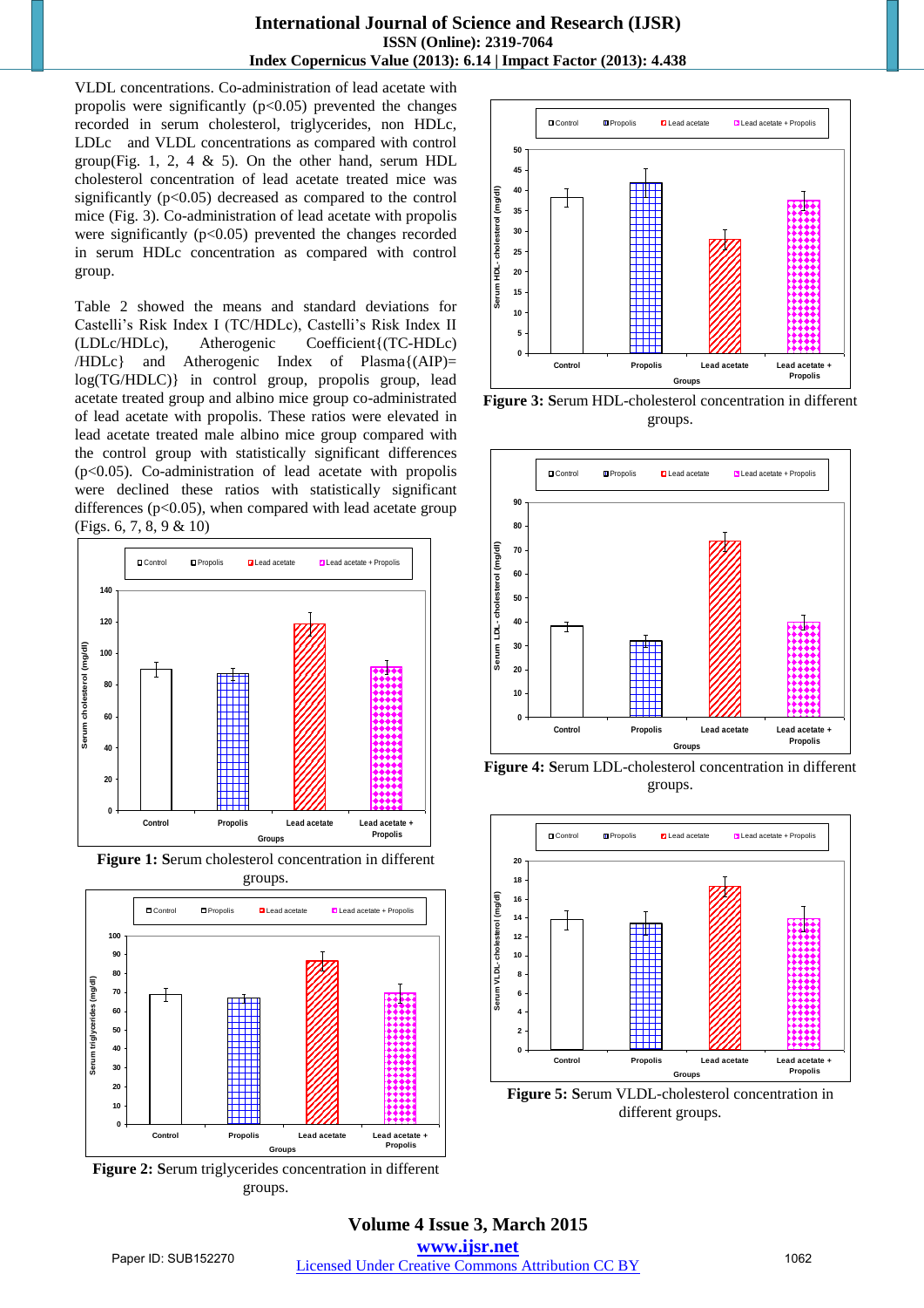VLDL concentrations. Co-administration of lead acetate with propolis were significantly ($p<0.05$) prevented the changes recorded in serum cholesterol, triglycerides, non HDLc, LDLc and VLDL concentrations as compared with control group(Fig. 1, 2, 4 & 5). On the other hand, serum HDL cholesterol concentration of lead acetate treated mice was significantly ($p<0.05$) decreased as compared to the control mice (Fig. 3). Co-administration of lead acetate with propolis were significantly ($p<0.05$) prevented the changes recorded in serum HDLc concentration as compared with control group.

Table 2 showed the means and standard deviations for Castelli's Risk Index I (TC/HDLc), Castelli's Risk Index II (LDLc/HDLc), Atherogenic Coefficient{(TC-HDLc) /HDLc} and Atherogenic Index of Plasma{(AIP)= log(TG/HDLC)} in control group, propolis group, lead acetate treated group and albino mice group co-administrated of lead acetate with propolis. These ratios were elevated in lead acetate treated male albino mice group compared with the control group with statistically significant differences ($p<0.05$). Co-administration of lead acetate with propolis were declined these ratios with statistically significant differences ($p<0.05$), when compared with lead acetate group (Figs. 6, 7, 8, 9 & 10)

**Figure 1:** Serum cholesterol concentration in different groups.

**Figure 2:** Serum triglycerides concentration in different groups.

**Figure 3:** Serum HDL-cholesterol concentration in different groups.

**Figure 4:** Serum LDL-cholesterol concentration in different groups.

**Figure 5:** Serum VLDL-cholesterol concentration in different groups.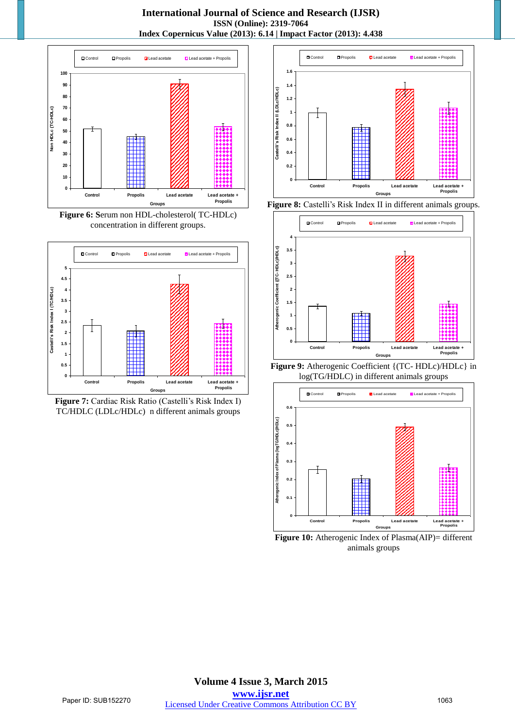**Figure 6:** Serum non HDL-cholesterol( TC-HDLc) concentration in different groups.

**Figure 7:** Cardiac Risk Ratio (Castelli's Risk Index I) TC/HDLC (LDLc/HDLc) n different animals groups

**Figure 8:** Castelli's Risk Index II in different animals groups.

**Figure 9:** Atherogenic Coefficient {(TC- HDLc)/HDLc} in log(TG/HDLC) in different animals groups

**Figure 10:** Atherogenic Index of Plasma(AIP)= different animals groups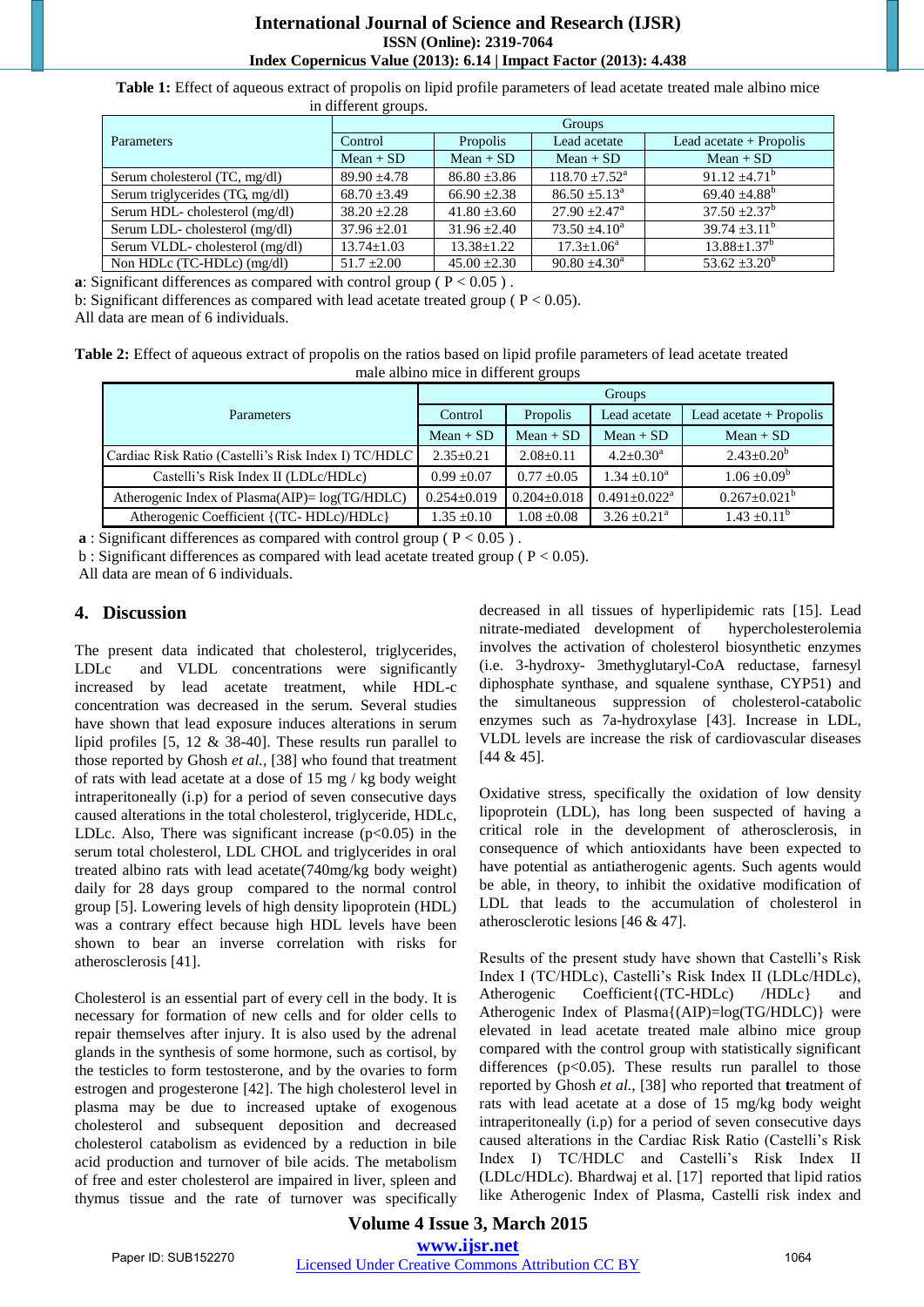**Table 1:** Effect of aqueous extract of propolis on lipid profile parameters of lead acetate treated male albino mice in different groups.

| Parameters | Groups | | | |
|---|---|---|---|---|
| | Control | Propolis | Lead acetate | Lead acetate + Propolis |
| | Mean + SD | Mean + SD | Mean + SD | Mean + SD |
| Serum cholesterol (TC, mg/dl) | 89.90 ±4.78 | 86.80 ±3.86 | 118.70 ±7.52[a] | 91.12 ±4.71[b] |
| Serum triglycerides (TG, mg/dl) | 68.70 ±3.49 | 66.90 ±2.38 | 86.50 ±5.13[a] | 69.40 ±4.88[b] |
| Serum HDL- cholesterol (mg/dl) | 38.20 ±2.28 | 41.80 ±3.60 | 27.90 ±2.47[a] | 37.50 ±2.37[b] |
| Serum LDL- cholesterol (mg/dl) | 37.96 ±2.01 | 31.96 ±2.40 | 73.50 ±4.10[a] | 39.74 ±3.11[b] |
| Serum VLDL- cholesterol (mg/dl) | 13.74±1.03 | 13.38±1.22 | 17.3±1.06[a] | 13.88±1.37[b] |
| Non HDLc (TC-HDLc) (mg/dl) | 51.7 ±2.00 | 45.00 ±2.30 | 90.80 ±4.30[a] | 53.62 ±3.20[b] |

**a**: Significant differences as compared with control group ( $P < 0.05$ ) .

b: Significant differences as compared with lead acetate treated group ( $P < 0.05$).

All data are mean of 6 individuals.

**Table 2:** Effect of aqueous extract of propolis on the ratios based on lipid profile parameters of lead acetate treated male albino mice in different groups

| Parameters | Groups | | | |
|---|---|---|---|---|
| | Control | Propolis | Lead acetate | Lead acetate + Propolis |
| | Mean + SD | Mean + SD | Mean + SD | Mean + SD |
| Cardiac Risk Ratio (Castelli's Risk Index I) TC/HDLC | 2.35±0.21 | 2.08±0.11 | 4.2±0.30[a] | 2.43±0.20[b] |
| Castelli's Risk Index II (LDLc/HDLc) | 0.99 ±0.07 | 0.77 ±0.05 | 1.34 ±0.10[a] | 1.06 ±0.09[b] |
| Atherogenic Index of Plasma(AIP)= log(TG/HDLC) | 0.254±0.019 | 0.204±0.018 | 0.491±0.022[a] | 0.267±0.021[b] |
| Atherogenic Coefficient {(TC- HDLc)/HDLc} | 1.35 ±0.10 | 1.08 ±0.08 | 3.26 ±0.21[a] | 1.43 ±0.11[b] |

**a** : Significant differences as compared with control group ( $P < 0.05$ ) .

b : Significant differences as compared with lead acetate treated group ( $P < 0.05$).

All data are mean of 6 individuals.

## 4. Discussion

The present data indicated that cholesterol, triglycerides, LDLc and VLDL concentrations were significantly increased by lead acetate treatment, while HDL-c concentration was decreased in the serum. Several studies have shown that lead exposure induces alterations in serum lipid profiles [5, 12 & 38-40]. These results run parallel to those reported by Ghosh *et al.,* [38] who found that treatment of rats with lead acetate at a dose of 15 mg / kg body weight intraperitoneally (i.p) for a period of seven consecutive days caused alterations in the total cholesterol, triglyceride, HDLc, LDLc. Also, There was significant increase ($p<0.05$) in the serum total cholesterol, LDL CHOL and triglycerides in oral treated albino rats with lead acetate(740mg/kg body weight) daily for 28 days group compared to the normal control group [5]. Lowering levels of high density lipoprotein (HDL) was a contrary effect because high HDL levels have been shown to bear an inverse correlation with risks for atherosclerosis [41].

Cholesterol is an essential part of every cell in the body. It is necessary for formation of new cells and for older cells to repair themselves after injury. It is also used by the adrenal glands in the synthesis of some hormone, such as cortisol, by the testicles to form testosterone, and by the ovaries to form estrogen and progesterone [42]. The high cholesterol level in plasma may be due to increased uptake of exogenous cholesterol and subsequent deposition and decreased cholesterol catabolism as evidenced by a reduction in bile acid production and turnover of bile acids. The metabolism of free and ester cholesterol are impaired in liver, spleen and thymus tissue and the rate of turnover was specifically decreased in all tissues of hyperlipidemic rats [15]. Lead nitrate-mediated development of hypercholesterolemia involves the activation of cholesterol biosynthetic enzymes (i.e. 3-hydroxy- 3methyglutaryl-CoA reductase, farnesyl diphosphate synthase, and squalene synthase, CYP51) and the simultaneous suppression of cholesterol-catabolic enzymes such as 7a-hydroxylase [43]. Increase in LDL, VLDL levels are increase the risk of cardiovascular diseases [44 & 45].

Oxidative stress, specifically the oxidation of low density lipoprotein (LDL), has long been suspected of having a critical role in the development of atherosclerosis, in consequence of which antioxidants have been expected to have potential as antiatherogenic agents. Such agents would be able, in theory, to inhibit the oxidative modification of LDL that leads to the accumulation of cholesterol in atherosclerotic lesions [46 & 47].

Results of the present study have shown that Castelli's Risk Index I (TC/HDLc), Castelli's Risk Index II (LDLc/HDLc), Atherogenic Coefficient{(TC-HDLc) /HDLc} and Atherogenic Index of Plasma{(AIP)=log(TG/HDLC)} were elevated in lead acetate treated male albino mice group compared with the control group with statistically significant differences ($p<0.05$). These results run parallel to those reported by Ghosh *et al.,* [38] who reported that treatment of rats with lead acetate at a dose of 15 mg/kg body weight intraperitoneally (i.p) for a period of seven consecutive days caused alterations in the Cardiac Risk Ratio (Castelli's Risk Index I) TC/HDLC and Castelli's Risk Index II (LDLc/HDLc). Bhardwaj et al. [17] reported that lipid ratios like Atherogenic Index of Plasma, Castelli risk index and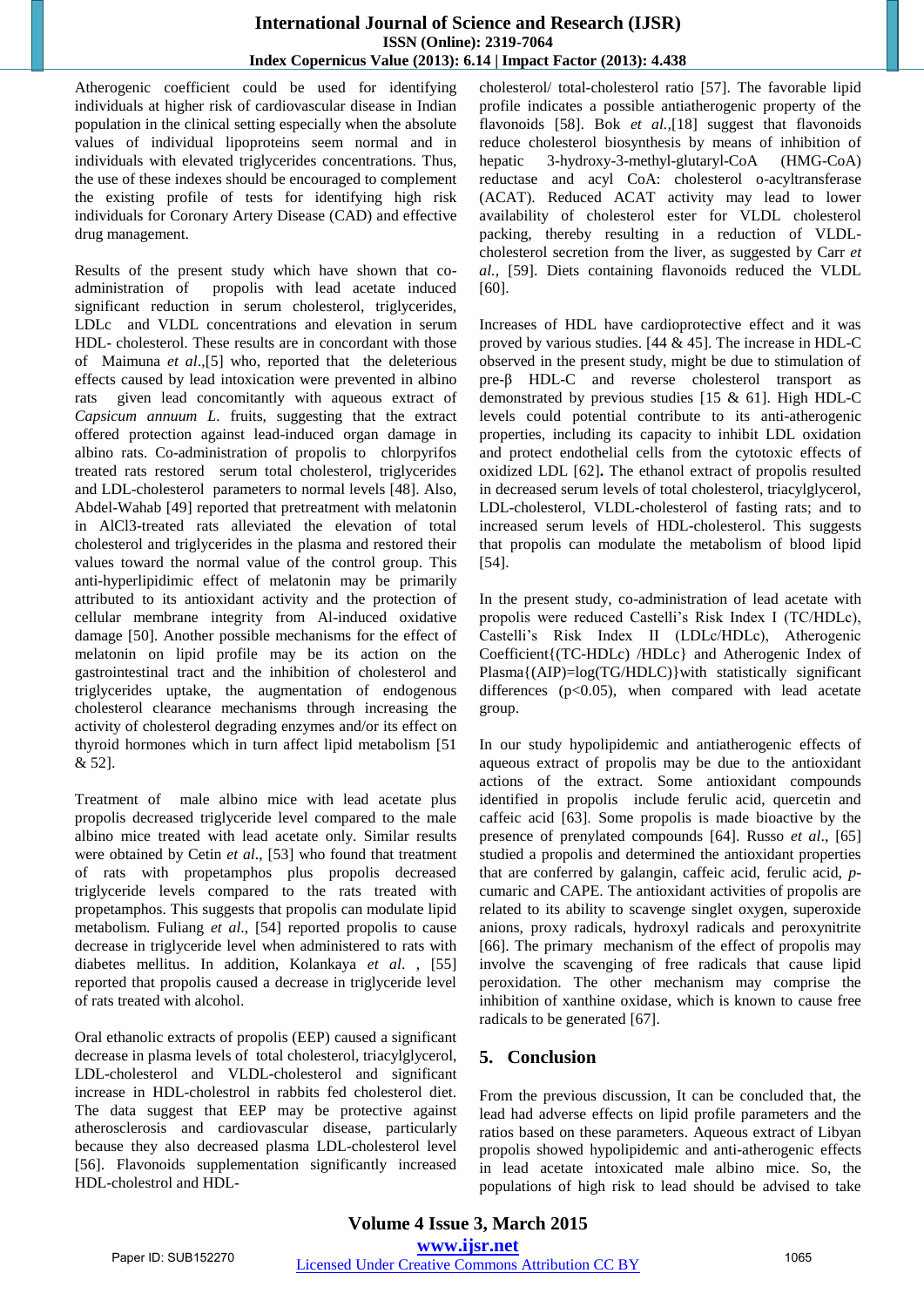Atherogenic coefficient could be used for identifying individuals at higher risk of cardiovascular disease in Indian population in the clinical setting especially when the absolute values of individual lipoproteins seem normal and in individuals with elevated triglycerides concentrations. Thus, the use of these indexes should be encouraged to complement the existing profile of tests for identifying high risk individuals for Coronary Artery Disease (CAD) and effective drug management.

Results of the present study which have shown that co-administration of propolis with lead acetate induced significant reduction in serum cholesterol, triglycerides, LDLc and VLDL concentrations and elevation in serum HDL- cholesterol. These results are in concordant with those of Maimuna *et al*.,[5] who, reported that the deleterious effects caused by lead intoxication were prevented in albino rats given lead concomitantly with aqueous extract of *Capsicum annuum L*. fruits, suggesting that the extract offered protection against lead-induced organ damage in albino rats. Co-administration of propolis to chlorpyrifos treated rats restored serum total cholesterol, triglycerides and LDL-cholesterol parameters to normal levels [48]. Also, Abdel-Wahab [49] reported that pretreatment with melatonin in $AlCl_3$-treated rats alleviated the elevation of total cholesterol and triglycerides in the plasma and restored their values toward the normal value of the control group. This anti-hyperlipidimic effect of melatonin may be primarily attributed to its antioxidant activity and the protection of cellular membrane integrity from Al-induced oxidative damage [50]. Another possible mechanisms for the effect of melatonin on lipid profile may be its action on the gastrointestinal tract and the inhibition of cholesterol and triglycerides uptake, the augmentation of endogenous cholesterol clearance mechanisms through increasing the activity of cholesterol degrading enzymes and/or its effect on thyroid hormones which in turn affect lipid metabolism [51 & 52].

Treatment of male albino mice with lead acetate plus propolis decreased triglyceride level compared to the male albino mice treated with lead acetate only. Similar results were obtained by Cetin *et al*., [53] who found that treatment of rats with propetamphos plus propolis decreased triglyceride levels compared to the rats treated with propetamphos. This suggests that propolis can modulate lipid metabolism. Fuliang *et al*., [54] reported propolis to cause decrease in triglyceride level when administered to rats with diabetes mellitus. In addition, Kolankaya *et al*. , [55] reported that propolis caused a decrease in triglyceride level of rats treated with alcohol.

Oral ethanolic extracts of propolis (EEP) caused a significant decrease in plasma levels of total cholesterol, triacylglycerol, LDL-cholesterol and VLDL-cholesterol and significant increase in HDL-cholestrol in rabbits fed cholesterol diet. The data suggest that EEP may be protective against atherosclerosis and cardiovascular disease, particularly because they also decreased plasma LDL-cholesterol level [56]. Flavonoids supplementation significantly increased HDL-cholestrol and HDL-cholesterol/ total-cholesterol ratio [57]. The favorable lipid profile indicates a possible antiatherogenic property of the flavonoids [58]. Bok *et al.*,[18] suggest that flavonoids reduce cholesterol biosynthesis by means of inhibition of hepatic 3-hydroxy-3-methyl-glutaryl-CoA (HMG-CoA) reductase and acyl CoA: cholesterol o-acyltransferase (ACAT). Reduced ACAT activity may lead to lower availability of cholesterol ester for VLDL cholesterol packing, thereby resulting in a reduction of VLDL-cholesterol secretion from the liver, as suggested by Carr *et al.*, [59]. Diets containing flavonoids reduced the VLDL [60].

Increases of HDL have cardioprotective effect and it was proved by various studies. [44 & 45]. The increase in HDL-C observed in the present study, might be due to stimulation of pre-β HDL-C and reverse cholesterol transport as demonstrated by previous studies [15 & 61]. High HDL-C levels could potential contribute to its anti-atherogenic properties, including its capacity to inhibit LDL oxidation and protect endothelial cells from the cytotoxic effects of oxidized LDL [62]**.** The ethanol extract of propolis resulted in decreased serum levels of total cholesterol, triacylglycerol, LDL-cholesterol, VLDL-cholesterol of fasting rats; and to increased serum levels of HDL-cholesterol. This suggests that propolis can modulate the metabolism of blood lipid [54].

In the present study, co-administration of lead acetate with propolis were reduced Castelli's Risk Index I (TC/HDLc), Castelli's Risk Index II (LDLc/HDLc), Atherogenic Coefficient{(TC-HDLc) /HDLc} and Atherogenic Index of Plasma{(AIP)=log(TG/HDLC)}with statistically significant differences ($p<0.05$), when compared with lead acetate group.

In our study hypolipidemic and antiatherogenic effects of aqueous extract of propolis may be due to the antioxidant actions of the extract. Some antioxidant compounds identified in propolis include ferulic acid, quercetin and caffeic acid [63]. Some propolis is made bioactive by the presence of prenylated compounds [64]. Russo *et al*., [65] studied a propolis and determined the antioxidant properties that are conferred by galangin, caffeic acid, ferulic acid, *p*-cumaric and CAPE. The antioxidant activities of propolis are related to its ability to scavenge singlet oxygen, superoxide anions, proxy radicals, hydroxyl radicals and peroxynitrite [66]. The primary mechanism of the effect of propolis may involve the scavenging of free radicals that cause lipid peroxidation. The other mechanism may comprise the inhibition of xanthine oxidase, which is known to cause free radicals to be generated [67].

## 5. Conclusion

From the previous discussion, It can be concluded that, the lead had adverse effects on lipid profile parameters and the ratios based on these parameters. Aqueous extract of Libyan propolis showed hypolipidemic and anti-atherogenic effects in lead acetate intoxicated male albino mice. So, the populations of high risk to lead should be advised to take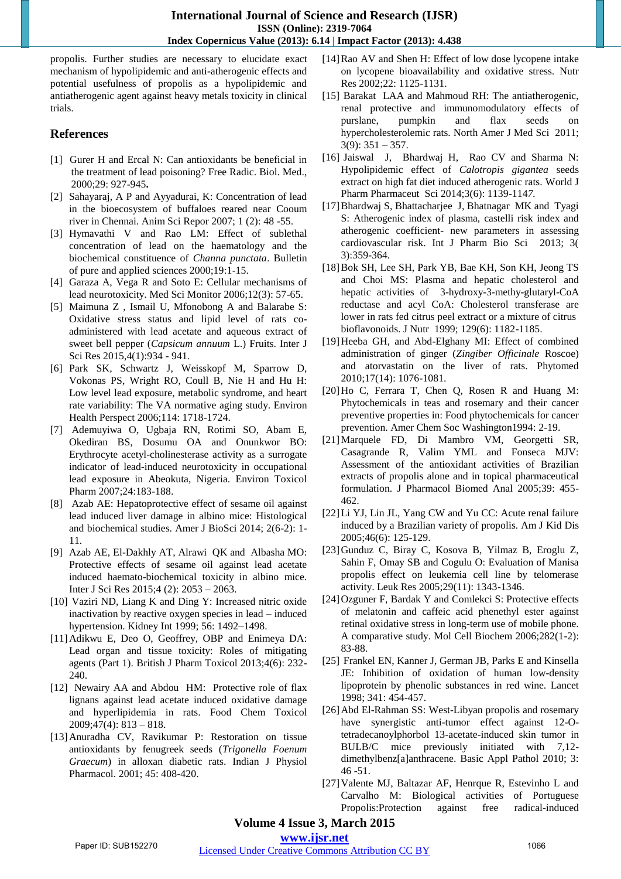propolis. Further studies are necessary to elucidate exact mechanism of hypolipidemic and anti-atherogenic effects and potential usefulness of propolis as a hypolipidemic and antiatherogenic agent against heavy metals toxicity in clinical trials.

## References

[1] Gurer H and Ercal N: Can antioxidants be beneficial in the treatment of lead poisoning? Free Radic. Biol. Med., 2000;29: 927-945.

[2] Sahayaraj, A P and Ayyadurai, K: Concentration of lead in the bioecosystem of buffaloes reared near Cooum river in Chennai. Anim Sci Repor 2007; 1 (2): 48 -55.

[3] Hymavathi V and Rao LM: Effect of sublethal concentration of lead on the haematology and the biochemical constituence of *Channa punctata*. Bulletin of pure and applied sciences 2000;19:1-15.

[4] Garaza A, Vega R and Soto E: Cellular mechanisms of lead neurotoxicity. Med Sci Monitor 2006;12(3): 57-65.

[5] Maimuna Z , Ismail U, Mfonobong A and Balarabe S: Oxidative stress status and lipid level of rats co-administered with lead acetate and aqueous extract of sweet bell pepper (*Capsicum annuum* L.) Fruits. Inter J Sci Res 2015,4(1):934 - 941.

[6] Park SK, Schwartz J, Weisskopf M, Sparrow D, Vokonas PS, Wright RO, Coull B, Nie H and Hu H: Low level lead exposure, metabolic syndrome, and heart rate variability: The VA normative aging study. Environ Health Perspect 2006;114: 1718-1724.

[7] Ademuyiwa O, Ugbaja RN, Rotimi SO, Abam E, Okediran BS, Dosumu OA and Onunkwor BO: Erythrocyte acetyl-cholinesterase activity as a surrogate indicator of lead-induced neurotoxicity in occupational lead exposure in Abeokuta, Nigeria. Environ Toxicol Pharm 2007;24:183-188.

[8] Azab AE: Hepatoprotective effect of sesame oil against lead induced liver damage in albino mice: Histological and biochemical studies. Amer J BioSci 2014; 2(6-2): 1-11.

[9] Azab AE, El-Dakhly AT, Alrawi QK and Albasha MO: Protective effects of sesame oil against lead acetate induced haemato-biochemical toxicity in albino mice. Inter J Sci Res 2015;4 (2): 2053 – 2063.

[10] Vaziri ND, Liang K and Ding Y: Increased nitric oxide inactivation by reactive oxygen species in lead – induced hypertension. Kidney Int 1999; 56: 1492–1498.

[11] Adikwu E, Deo O, Geoffrey, OBP and Enimeya DA: Lead organ and tissue toxicity: Roles of mitigating agents (Part 1). British J Pharm Toxicol 2013;4(6): 232-240.

[12] Newairy AA and Abdou HM: Protective role of flax lignans against lead acetate induced oxidative damage and hyperlipidemia in rats. Food Chem Toxicol 2009;47(4): 813 – 818.

[13] Anuradha CV, Ravikumar P: Restoration on tissue antioxidants by fenugreek seeds (*Trigonella Foenum Graecum*) in alloxan diabetic rats. Indian J Physiol Pharmacol. 2001; 45: 408-420.

[14] Rao AV and Shen H: Effect of low dose lycopene intake on lycopene bioavailability and oxidative stress. Nutr Res 2002;22: 1125-1131.

[15] Barakat LAA and Mahmoud RH: The antiatherogenic, renal protective and immunomodulatory effects of purslane, pumpkin and flax seeds on hypercholesterolemic rats. North Amer J Med Sci 2011; 3(9): 351 – 357.

[16] Jaiswal J, Bhardwaj H, Rao CV and Sharma N: Hypolipidemic effect of *Calotropis gigantea* seeds extract on high fat diet induced atherogenic rats. World J Pharm Pharmaceut Sci 2014;3(6): 1139-1147.

[17] Bhardwaj S, Bhattacharjee J, Bhatnagar MK and Tyagi S: Atherogenic index of plasma, castelli risk index and atherogenic coefficient- new parameters in assessing cardiovascular risk. Int J Pharm Bio Sci 2013; 3( 3):359-364.

[18] Bok SH, Lee SH, Park YB, Bae KH, Son KH, Jeong TS and Choi MS: Plasma and hepatic cholesterol and hepatic activities of 3-hydroxy-3-methy-glutaryl-CoA reductase and acyl CoA: Cholesterol transferase are lower in rats fed citrus peel extract or a mixture of citrus bioflavonoids. J Nutr 1999; 129(6): 1182-1185.

[19] Heeba GH, and Abd-Elghany MI: Effect of combined administration of ginger (*Zingiber Officinale* Roscoe) and atorvastatin on the liver of rats. Phytomed 2010;17(14): 1076-1081.

[20] Ho C, Ferrara T, Chen Q, Rosen R and Huang M: Phytochemicals in teas and rosemary and their cancer preventive properties in: Food phytochemicals for cancer prevention. Amer Chem Soc Washington1994: 2-19.

[21] Marquele FD, Di Mambro VM, Georgetti SR, Casagrande R, Valim YML and Fonseca MJV: Assessment of the antioxidant activities of Brazilian extracts of propolis alone and in topical pharmaceutical formulation. J Pharmacol Biomed Anal 2005;39: 455-462.

[22] Li YJ, Lin JL, Yang CW and Yu CC: Acute renal failure induced by a Brazilian variety of propolis. Am J Kid Dis 2005;46(6): 125-129.

[23] Gunduz C, Biray C, Kosova B, Yilmaz B, Eroglu Z, Sahin F, Omay SB and Cogulu O: Evaluation of Manisa propolis effect on leukemia cell line by telomerase activity. Leuk Res 2005;29(11): 1343-1346.

[24] Ozguner F, Bardak Y and Comlekci S: Protective effects of melatonin and caffeic acid phenethyl ester against retinal oxidative stress in long-term use of mobile phone. A comparative study. Mol Cell Biochem 2006;282(1-2): 83-88.

[25] Frankel EN, Kanner J, German JB, Parks E and Kinsella JE: Inhibition of oxidation of human low-density lipoprotein by phenolic substances in red wine. Lancet 1998; 341: 454-457.

[26] Abd El-Rahman SS: West-Libyan propolis and rosemary have synergistic anti-tumor effect against 12-O-tetradecanoylphorbol 13-acetate-induced skin tumor in BULB/C mice previously initiated with 7,12-dimethylbenz[a]anthracene. Basic Appl Pathol 2010; 3: 46 -51.

[27] Valente MJ, Baltazar AF, Henrque R, Estevinho L and Carvalho M: Biological activities of Portuguese Propolis:Protection against free radical-induced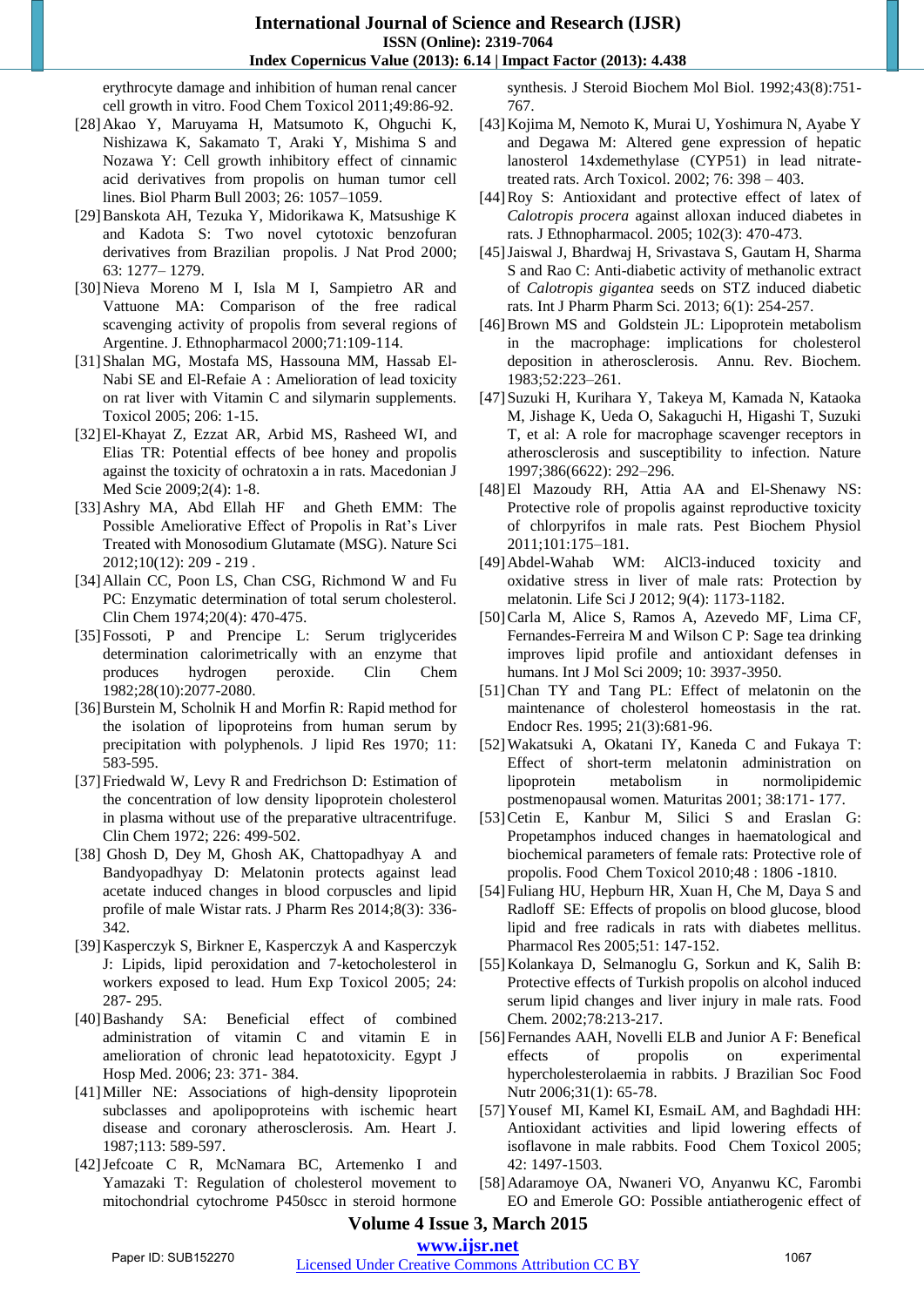erythrocyte damage and inhibition of human renal cancer cell growth in vitro. Food Chem Toxicol 2011;49:86-92.

[28] Akao Y, Maruyama H, Matsumoto K, Ohguchi K, Nishizawa K, Sakamato T, Araki Y, Mishima S and Nozawa Y: Cell growth inhibitory effect of cinnamic acid derivatives from propolis on human tumor cell lines. Biol Pharm Bull 2003; 26: 1057–1059.

[29] Banskota AH, Tezuka Y, Midorikawa K, Matsushige K and Kadota S: Two novel cytotoxic benzofuran derivatives from Brazilian propolis. J Nat Prod 2000; 63: 1277– 1279.

[30] Nieva Moreno M I, Isla M I, Sampietro AR and Vattuone MA: Comparison of the free radical scavenging activity of propolis from several regions of Argentine. J. Ethnopharmacol 2000;71:109-114.

[31] Shalan MG, Mostafa MS, Hassouna MM, Hassab El-Nabi SE and El-Refaie A : Amelioration of lead toxicity on rat liver with Vitamin C and silymarin supplements. Toxicol 2005; 206: 1-15.

[32] El-Khayat Z, Ezzat AR, Arbid MS, Rasheed WI, and Elias TR: Potential effects of bee honey and propolis against the toxicity of ochratoxin a in rats. Macedonian J Med Scie 2009;2(4): 1-8.

[33] Ashry MA, Abd Ellah HF and Gheth EMM: The Possible Ameliorative Effect of Propolis in Rat's Liver Treated with Monosodium Glutamate (MSG). Nature Sci 2012;10(12): 209 - 219 .

[34] Allain CC, Poon LS, Chan CSG, Richmond W and Fu PC: Enzymatic determination of total serum cholesterol. Clin Chem 1974;20(4): 470-475.

[35] Fossoti, P and Prencipe L: Serum triglycerides determination calorimetrically with an enzyme that produces hydrogen peroxide. Clin Chem 1982;28(10):2077-2080.

[36] Burstein M, Scholnik H and Morfin R: Rapid method for the isolation of lipoproteins from human serum by precipitation with polyphenols. J lipid Res 1970; 11: 583-595.

[37] Friedwald W, Levy R and Fredrichson D: Estimation of the concentration of low density lipoprotein cholesterol in plasma without use of the preparative ultracentrifuge. Clin Chem 1972; 226: 499-502.

[38] Ghosh D, Dey M, Ghosh AK, Chattopadhyay A and Bandyopadhyay D: Melatonin protects against lead acetate induced changes in blood corpuscles and lipid profile of male Wistar rats. J Pharm Res 2014;8(3): 336-342.

[39] Kasperczyk S, Birkner E, Kasperczyk A and Kasperczyk J: Lipids, lipid peroxidation and 7-ketocholesterol in workers exposed to lead. Hum Exp Toxicol 2005; 24: 287- 295.

[40] Bashandy SA: Beneficial effect of combined administration of vitamin C and vitamin E in amelioration of chronic lead hepatotoxicity. Egypt J Hosp Med. 2006; 23: 371- 384.

[41] Miller NE: Associations of high-density lipoprotein subclasses and apolipoproteins with ischemic heart disease and coronary atherosclerosis. Am. Heart J. 1987;113: 589-597.

[42] Jefcoate C R, McNamara BC, Artemenko I and Yamazaki T: Regulation of cholesterol movement to mitochondrial cytochrome P450scc in steroid hormone synthesis. J Steroid Biochem Mol Biol. 1992;43(8):751-767.

[43] Kojima M, Nemoto K, Murai U, Yoshimura N, Ayabe Y and Degawa M: Altered gene expression of hepatic lanosterol 14xdemethylase (CYP51) in lead nitrate-treated rats. Arch Toxicol. 2002; 76: 398 – 403.

[44] Roy S: Antioxidant and protective effect of latex of *Calotropis procera* against alloxan induced diabetes in rats. J Ethnopharmacol. 2005; 102(3): 470-473.

[45] Jaiswal J, Bhardwaj H, Srivastava S, Gautam H, Sharma S and Rao C: Anti-diabetic activity of methanolic extract of *Calotropis gigantea* seeds on STZ induced diabetic rats. Int J Pharm Pharm Sci. 2013; 6(1): 254-257.

[46] Brown MS and Goldstein JL: Lipoprotein metabolism in the macrophage: implications for cholesterol deposition in atherosclerosis. Annu. Rev. Biochem. 1983;52:223–261.

[47] Suzuki H, Kurihara Y, Takeya M, Kamada N, Kataoka M, Jishage K, Ueda O, Sakaguchi H, Higashi T, Suzuki T, et al: A role for macrophage scavenger receptors in atherosclerosis and susceptibility to infection. Nature 1997;386(6622): 292–296.

[48] El Mazoudy RH, Attia AA and El-Shenawy NS: Protective role of propolis against reproductive toxicity of chlorpyrifos in male rats. Pest Biochem Physiol 2011;101:175–181.

[49] Abdel-Wahab WM: AlCl3-induced toxicity and oxidative stress in liver of male rats: Protection by melatonin. Life Sci J 2012; 9(4): 1173-1182.

[50] Carla M, Alice S, Ramos A, Azevedo MF, Lima CF, Fernandes-Ferreira M and Wilson C P: Sage tea drinking improves lipid profile and antioxidant defenses in humans. Int J Mol Sci 2009; 10: 3937-3950.

[51] Chan TY and Tang PL: Effect of melatonin on the maintenance of cholesterol homeostasis in the rat. Endocr Res. 1995; 21(3):681-96.

[52] Wakatsuki A, Okatani IY, Kaneda C and Fukaya T: Effect of short-term melatonin administration on lipoprotein metabolism in normolipidemic postmenopausal women. Maturitas 2001; 38:171- 177.

[53] Cetin E, Kanbur M, Silici S and Eraslan G: Propetamphos induced changes in haematological and biochemical parameters of female rats: Protective role of propolis. Food Chem Toxicol 2010;48 : 1806 -1810.

[54] Fuliang HU, Hepburn HR, Xuan H, Che M, Daya S and Radloff SE: Effects of propolis on blood glucose, blood lipid and free radicals in rats with diabetes mellitus. Pharmacol Res 2005;51: 147-152.

[55] Kolankaya D, Selmanoglu G, Sorkun and K, Salih B: Protective effects of Turkish propolis on alcohol induced serum lipid changes and liver injury in male rats. Food Chem. 2002;78:213-217.

[56] Fernandes AAH, Novelli ELB and Junior A F: Benefical effects of propolis on experimental hypercholesterolaemia in rabbits. J Brazilian Soc Food Nutr 2006;31(1): 65-78.

[57] Yousef MI, Kamel KI, EsmaiL AM, and Baghdadi HH: Antioxidant activities and lipid lowering effects of isoflavone in male rabbits. Food Chem Toxicol 2005; 42: 1497-1503.

[58] Adaramoye OA, Nwaneri VO, Anyanwu KC, Farombi EO and Emerole GO: Possible antiatherogenic effect of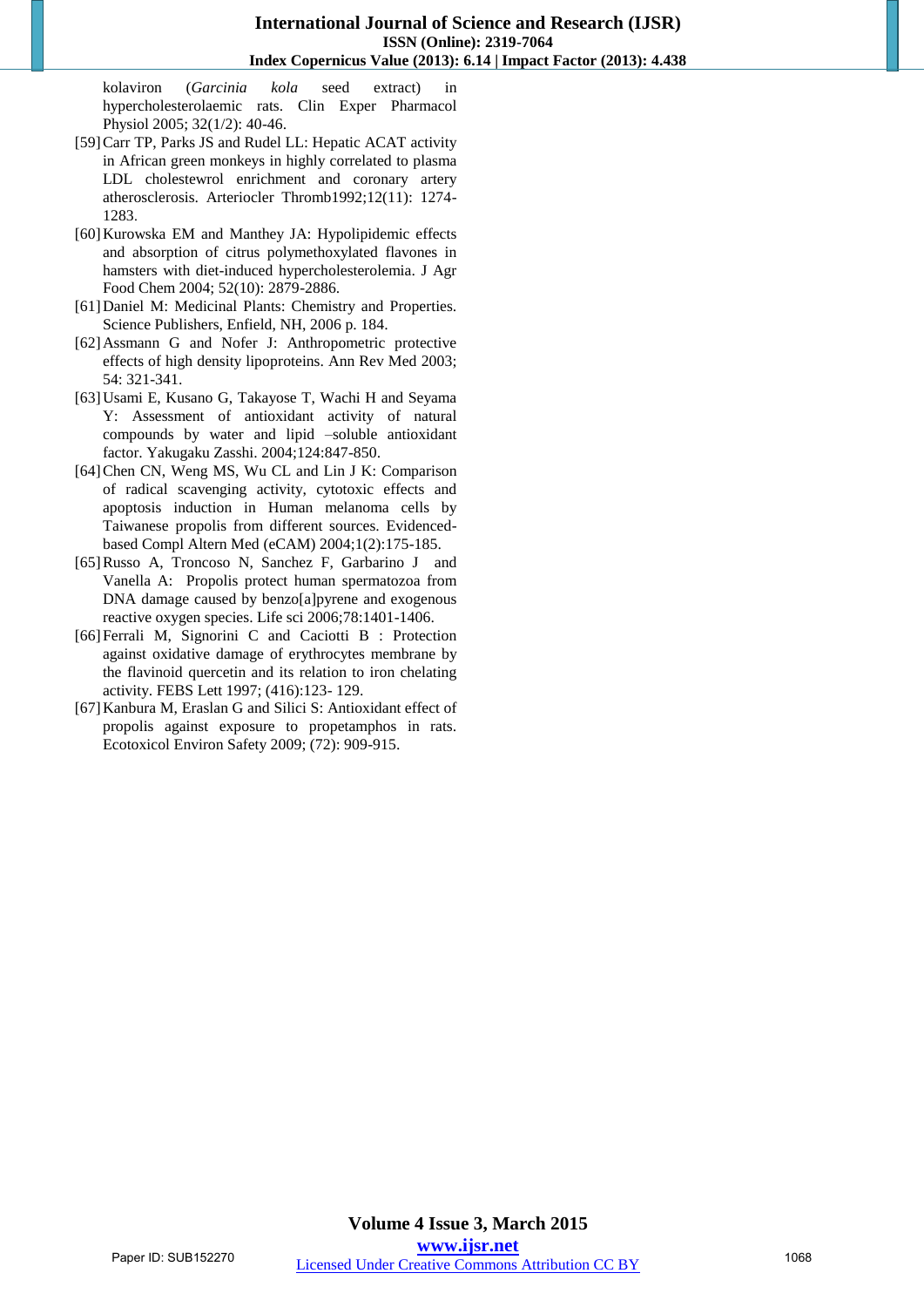kolaviron (*Garcinia kola* seed extract) in hypercholesterolaemic rats. Clin Exper Pharmacol Physiol 2005; 32(1/2): 40-46.

[59] Carr TP, Parks JS and Rudel LL: Hepatic ACAT activity in African green monkeys in highly correlated to plasma LDL cholestewrol enrichment and coronary artery atherosclerosis. Arteriocler Thromb1992;12(11): 1274-1283.

[60] Kurowska EM and Manthey JA: Hypolipidemic effects and absorption of citrus polymethoxylated flavones in hamsters with diet-induced hypercholesterolemia. J Agr Food Chem 2004; 52(10): 2879-2886.

[61] Daniel M: Medicinal Plants: Chemistry and Properties. Science Publishers, Enfield, NH, 2006 p. 184.

[62] Assmann G and Nofer J: Anthropometric protective effects of high density lipoproteins. Ann Rev Med 2003; 54: 321-341.

[63] Usami E, Kusano G, Takayose T, Wachi H and Seyama Y: Assessment of antioxidant activity of natural compounds by water and lipid –soluble antioxidant factor. Yakugaku Zasshi. 2004;124:847-850.

[64] Chen CN, Weng MS, Wu CL and Lin J K: Comparison of radical scavenging activity, cytotoxic effects and apoptosis induction in Human melanoma cells by Taiwanese propolis from different sources. Evidenced-based Compl Altern Med (eCAM) 2004;1(2):175-185.

[65] Russo A, Troncoso N, Sanchez F, Garbarino J and Vanella A: Propolis protect human spermatozoa from DNA damage caused by benzo[a]pyrene and exogenous reactive oxygen species. Life sci 2006;78:1401-1406.

[66] Ferrali M, Signorini C and Caciotti B : Protection against oxidative damage of erythrocytes membrane by the flavinoid quercetin and its relation to iron chelating activity. FEBS Lett 1997; (416):123- 129.

[67] Kanbura M, Eraslan G and Silici S: Antioxidant effect of propolis against exposure to propetamphos in rats. Ecotoxicol Environ Safety 2009; (72): 909-915.